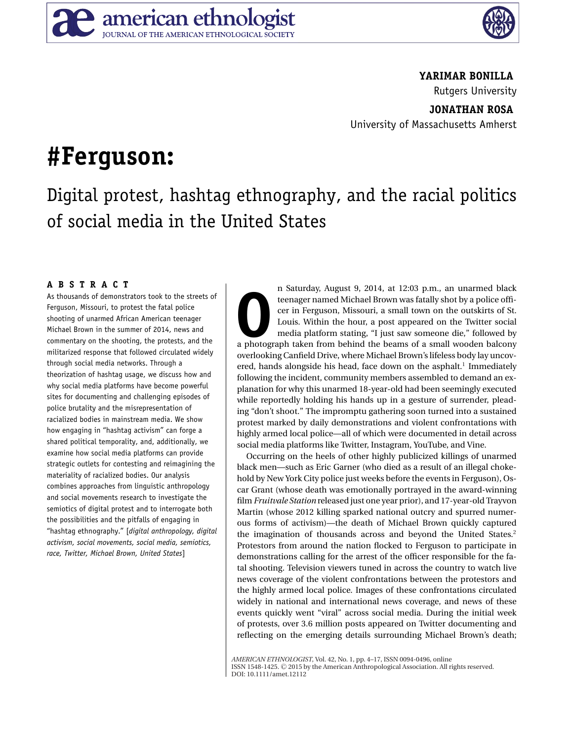YARIMAR BONILLA
Rutgers University

JONATHAN ROSA
University of Massachusetts Amherst

# #Ferguson:

## Digital protest, hashtag ethnography, and the racial politics of social media in the United States

### ABSTRACT

As thousands of demonstrators took to the streets of Ferguson, Missouri, to protest the fatal police shooting of unarmed African American teenager Michael Brown in the summer of 2014, news and commentary on the shooting, the protests, and the militarized response that followed circulated widely through social media networks. Through a theorization of hashtag usage, we discuss how and why social media platforms have become powerful sites for documenting and challenging episodes of police brutality and the misrepresentation of racialized bodies in mainstream media. We show how engaging in "hashtag activism" can forge a shared political temporality, and, additionally, we examine how social media platforms can provide strategic outlets for contesting and reimagining the materiality of racialized bodies. Our analysis combines approaches from linguistic anthropology and social movements research to investigate the semiotics of digital protest and to interrogate both the possibilities and the pitfalls of engaging in "hashtag ethnography." [*digital anthropology, digital activism, social movements, social media, semiotics, race, Twitter, Michael Brown, United States*]

On Saturday, August 9, 2014, at 12:03 p.m., an unarmed black teenager named Michael Brown was fatally shot by a police officer in Ferguson, Missouri, a small town on the outskirts of St. Louis. Within the hour, a post appeared on the Twitter social media platform stating, "I just saw someone die," followed by a photograph taken from behind the beams of a small wooden balcony overlooking Canfield Drive, where Michael Brown's lifeless body lay uncovered, hands alongside his head, face down on the asphalt.[1] Immediately following the incident, community members assembled to demand an explanation for why this unarmed 18-year-old had been seemingly executed while reportedly holding his hands up in a gesture of surrender, pleading "don't shoot." The impromptu gathering soon turned into a sustained protest marked by daily demonstrations and violent confrontations with highly armed local police—all of which were documented in detail across social media platforms like Twitter, Instagram, YouTube, and Vine.

Occurring on the heels of other highly publicized killings of unarmed black men—such as Eric Garner (who died as a result of an illegal chokehold by New York City police just weeks before the events in Ferguson), Oscar Grant (whose death was emotionally portrayed in the award-winning film *Fruitvale Station* released just one year prior), and 17-year-old Trayvon Martin (whose 2012 killing sparked national outcry and spurred numerous forms of activism)—the death of Michael Brown quickly captured the imagination of thousands across and beyond the United States.[2] Protestors from around the nation flocked to Ferguson to participate in demonstrations calling for the arrest of the officer responsible for the fatal shooting. Television viewers tuned in across the country to watch live news coverage of the violent confrontations between the protestors and the highly armed local police. Images of these confrontations circulated widely in national and international news coverage, and news of these events quickly went "viral" across social media. During the initial week of protests, over 3.6 million posts appeared on Twitter documenting and reflecting on the emerging details surrounding Michael Brown's death;

*AMERICAN ETHNOLOGIST*, Vol. 42, No. 1, pp. 4–17, ISSN 0094-0496, online ISSN 1548-1425. © 2015 by the American Anthropological Association. All rights reserved. DOI: 10.1111/amet.12112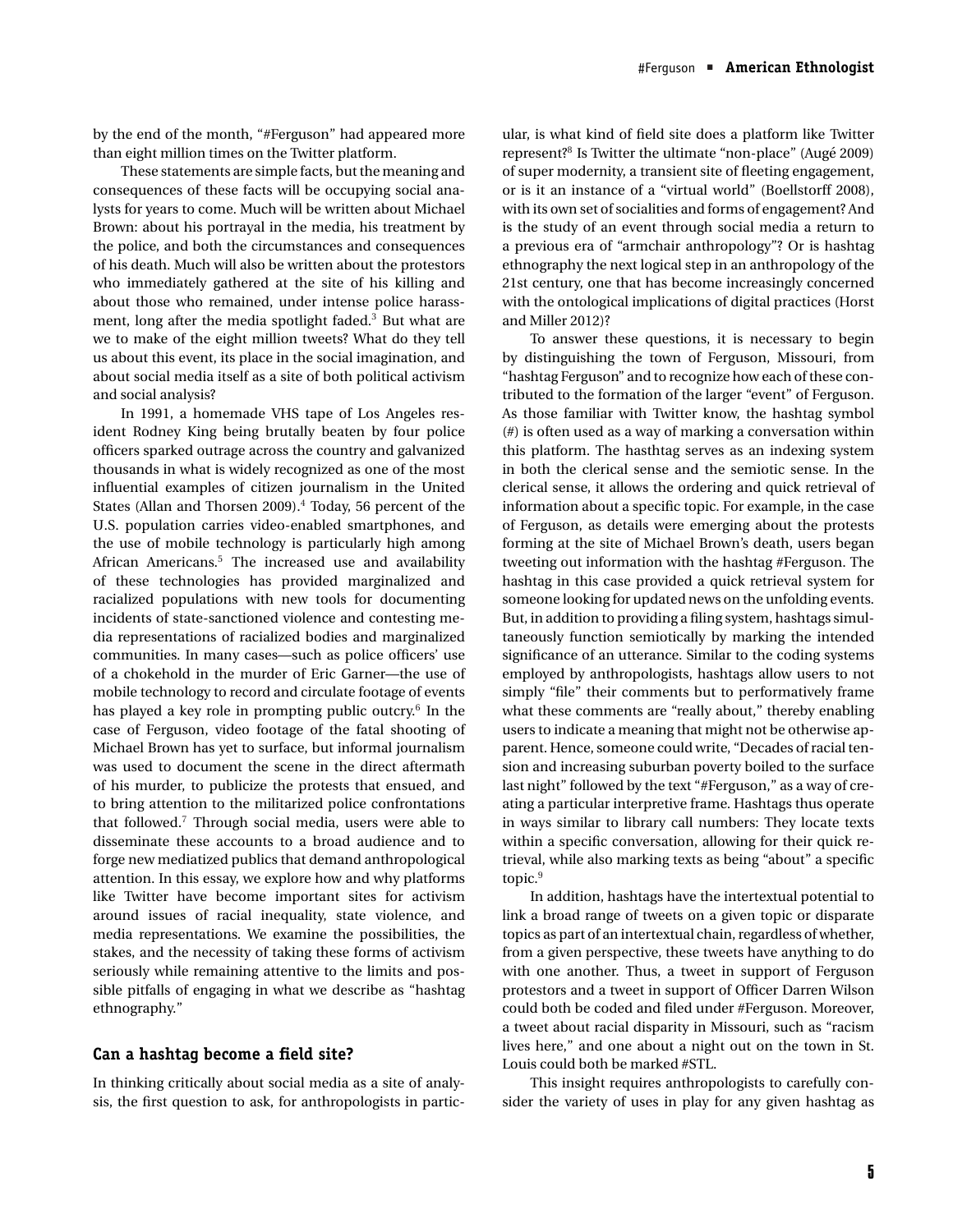by the end of the month, "#Ferguson" had appeared more than eight million times on the Twitter platform.

These statements are simple facts, but the meaning and consequences of these facts will be occupying social analysts for years to come. Much will be written about Michael Brown: about his portrayal in the media, his treatment by the police, and both the circumstances and consequences of his death. Much will also be written about the protestors who immediately gathered at the site of his killing and about those who remained, under intense police harassment, long after the media spotlight faded.[3] But what are we to make of the eight million tweets? What do they tell us about this event, its place in the social imagination, and about social media itself as a site of both political activism and social analysis?

In 1991, a homemade VHS tape of Los Angeles resident Rodney King being brutally beaten by four police officers sparked outrage across the country and galvanized thousands in what is widely recognized as one of the most influential examples of citizen journalism in the United States (Allan and Thorsen 2009).[4] Today, 56 percent of the U.S. population carries video-enabled smartphones, and the use of mobile technology is particularly high among African Americans.[5] The increased use and availability of these technologies has provided marginalized and racialized populations with new tools for documenting incidents of state-sanctioned violence and contesting media representations of racialized bodies and marginalized communities. In many cases—such as police officers' use of a chokehold in the murder of Eric Garner—the use of mobile technology to record and circulate footage of events has played a key role in prompting public outcry.[6] In the case of Ferguson, video footage of the fatal shooting of Michael Brown has yet to surface, but informal journalism was used to document the scene in the direct aftermath of his murder, to publicize the protests that ensued, and to bring attention to the militarized police confrontations that followed.[7] Through social media, users were able to disseminate these accounts to a broad audience and to forge new mediatized publics that demand anthropological attention. In this essay, we explore how and why platforms like Twitter have become important sites for activism around issues of racial inequality, state violence, and media representations. We examine the possibilities, the stakes, and the necessity of taking these forms of activism seriously while remaining attentive to the limits and possible pitfalls of engaging in what we describe as "hashtag ethnography."

## Can a hashtag become a field site?

In thinking critically about social media as a site of analysis, the first question to ask, for anthropologists in particular, is what kind of field site does a platform like Twitter represent?[8] Is Twitter the ultimate "non-place" (Augé 2009) of super modernity, a transient site of fleeting engagement, or is it an instance of a "virtual world" (Boellstorff 2008), with its own set of socialities and forms of engagement? And is the study of an event through social media a return to a previous era of "armchair anthropology"? Or is hashtag ethnography the next logical step in an anthropology of the 21st century, one that has become increasingly concerned with the ontological implications of digital practices (Horst and Miller 2012)?

To answer these questions, it is necessary to begin by distinguishing the town of Ferguson, Missouri, from "hashtag Ferguson" and to recognize how each of these contributed to the formation of the larger "event" of Ferguson. As those familiar with Twitter know, the hashtag symbol (#) is often used as a way of marking a conversation within this platform. The hasthtag serves as an indexing system in both the clerical sense and the semiotic sense. In the clerical sense, it allows the ordering and quick retrieval of information about a specific topic. For example, in the case of Ferguson, as details were emerging about the protests forming at the site of Michael Brown's death, users began tweeting out information with the hashtag #Ferguson. The hashtag in this case provided a quick retrieval system for someone looking for updated news on the unfolding events. But, in addition to providing a filing system, hashtags simultaneously function semiotically by marking the intended significance of an utterance. Similar to the coding systems employed by anthropologists, hashtags allow users to not simply "file" their comments but to performatively frame what these comments are "really about," thereby enabling users to indicate a meaning that might not be otherwise apparent. Hence, someone could write, "Decades of racial tension and increasing suburban poverty boiled to the surface last night" followed by the text "#Ferguson," as a way of creating a particular interpretive frame. Hashtags thus operate in ways similar to library call numbers: They locate texts within a specific conversation, allowing for their quick retrieval, while also marking texts as being "about" a specific topic.[9]

In addition, hashtags have the intertextual potential to link a broad range of tweets on a given topic or disparate topics as part of an intertextual chain, regardless of whether, from a given perspective, these tweets have anything to do with one another. Thus, a tweet in support of Ferguson protestors and a tweet in support of Officer Darren Wilson could both be coded and filed under #Ferguson. Moreover, a tweet about racial disparity in Missouri, such as "racism lives here," and one about a night out on the town in St. Louis could both be marked #STL.

This insight requires anthropologists to carefully consider the variety of uses in play for any given hashtag as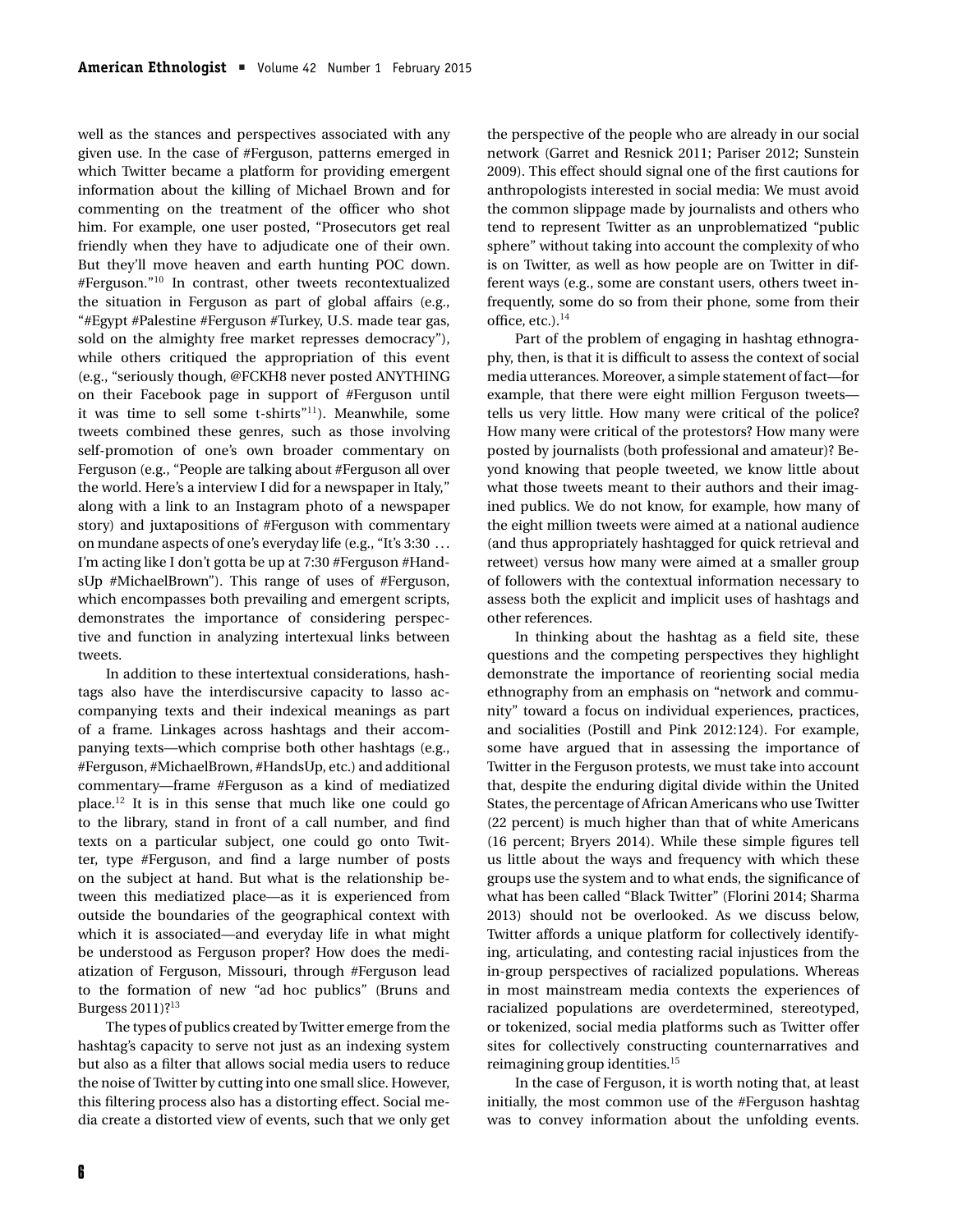well as the stances and perspectives associated with any given use. In the case of #Ferguson, patterns emerged in which Twitter became a platform for providing emergent information about the killing of Michael Brown and for commenting on the treatment of the officer who shot him. For example, one user posted, "Prosecutors get real friendly when they have to adjudicate one of their own. But they'll move heaven and earth hunting POC down. #Ferguson."[10] In contrast, other tweets recontextualized the situation in Ferguson as part of global affairs (e.g., "#Egypt #Palestine #Ferguson #Turkey, U.S. made tear gas, sold on the almighty free market represses democracy"), while others critiqued the appropriation of this event (e.g., "seriously though, @FCKH8 never posted ANYTHING on their Facebook page in support of #Ferguson until it was time to sell some t-shirts"[11]). Meanwhile, some tweets combined these genres, such as those involving self-promotion of one's own broader commentary on Ferguson (e.g., "People are talking about #Ferguson all over the world. Here's a interview I did for a newspaper in Italy," along with a link to an Instagram photo of a newspaper story) and juxtapositions of #Ferguson with commentary on mundane aspects of one's everyday life (e.g., "It's 3:30 … I'm acting like I don't gotta be up at 7:30 #Ferguson #HandsUp #MichaelBrown"). This range of uses of #Ferguson, which encompasses both prevailing and emergent scripts, demonstrates the importance of considering perspective and function in analyzing intertexual links between tweets.

In addition to these intertextual considerations, hashtags also have the interdiscursive capacity to lasso accompanying texts and their indexical meanings as part of a frame. Linkages across hashtags and their accompanying texts—which comprise both other hashtags (e.g., #Ferguson, #MichaelBrown, #HandsUp, etc.) and additional commentary—frame #Ferguson as a kind of mediatized place.[12] It is in this sense that much like one could go to the library, stand in front of a call number, and find texts on a particular subject, one could go onto Twitter, type #Ferguson, and find a large number of posts on the subject at hand. But what is the relationship between this mediatized place—as it is experienced from outside the boundaries of the geographical context with which it is associated—and everyday life in what might be understood as Ferguson proper? How does the mediatization of Ferguson, Missouri, through #Ferguson lead to the formation of new "ad hoc publics" (Bruns and Burgess 2011)?[13]

The types of publics created by Twitter emerge from the hashtag's capacity to serve not just as an indexing system but also as a filter that allows social media users to reduce the noise of Twitter by cutting into one small slice. However, this filtering process also has a distorting effect. Social media create a distorted view of events, such that we only get the perspective of the people who are already in our social network (Garret and Resnick 2011; Pariser 2012; Sunstein 2009). This effect should signal one of the first cautions for anthropologists interested in social media: We must avoid the common slippage made by journalists and others who tend to represent Twitter as an unproblematized "public sphere" without taking into account the complexity of who is on Twitter, as well as how people are on Twitter in different ways (e.g., some are constant users, others tweet infrequently, some do so from their phone, some from their office, etc.).[14]

Part of the problem of engaging in hashtag ethnography, then, is that it is difficult to assess the context of social media utterances. Moreover, a simple statement of fact—for example, that there were eight million Ferguson tweets—tells us very little. How many were critical of the police? How many were critical of the protestors? How many were posted by journalists (both professional and amateur)? Beyond knowing that people tweeted, we know little about what those tweets meant to their authors and their imagined publics. We do not know, for example, how many of the eight million tweets were aimed at a national audience (and thus appropriately hashtagged for quick retrieval and retweet) versus how many were aimed at a smaller group of followers with the contextual information necessary to assess both the explicit and implicit uses of hashtags and other references.

In thinking about the hashtag as a field site, these questions and the competing perspectives they highlight demonstrate the importance of reorienting social media ethnography from an emphasis on "network and community" toward a focus on individual experiences, practices, and socialities (Postill and Pink 2012:124). For example, some have argued that in assessing the importance of Twitter in the Ferguson protests, we must take into account that, despite the enduring digital divide within the United States, the percentage of African Americans who use Twitter (22 percent) is much higher than that of white Americans (16 percent; Bryers 2014). While these simple figures tell us little about the ways and frequency with which these groups use the system and to what ends, the significance of what has been called "Black Twitter" (Florini 2014; Sharma 2013) should not be overlooked. As we discuss below, Twitter affords a unique platform for collectively identifying, articulating, and contesting racial injustices from the in-group perspectives of racialized populations. Whereas in most mainstream media contexts the experiences of racialized populations are overdetermined, stereotyped, or tokenized, social media platforms such as Twitter offer sites for collectively constructing counternarratives and reimagining group identities.[15]

In the case of Ferguson, it is worth noting that, at least initially, the most common use of the #Ferguson hashtag was to convey information about the unfolding events.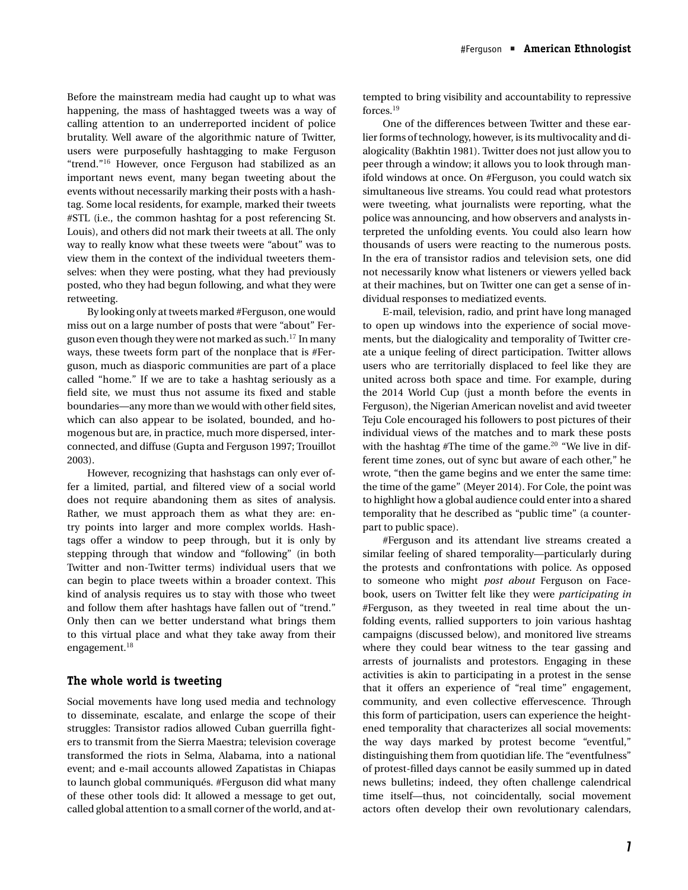Before the mainstream media had caught up to what was happening, the mass of hashtagged tweets was a way of calling attention to an underreported incident of police brutality. Well aware of the algorithmic nature of Twitter, users were purposefully hashtagging to make Ferguson "trend."[16] However, once Ferguson had stabilized as an important news event, many began tweeting about the events without necessarily marking their posts with a hashtag. Some local residents, for example, marked their tweets #STL (i.e., the common hashtag for a post referencing St. Louis), and others did not mark their tweets at all. The only way to really know what these tweets were "about" was to view them in the context of the individual tweeters themselves: when they were posting, what they had previously posted, who they had begun following, and what they were retweeting.

By looking only at tweets marked #Ferguson, one would miss out on a large number of posts that were "about" Ferguson even though they were not marked as such.[17] In many ways, these tweets form part of the nonplace that is #Ferguson, much as diasporic communities are part of a place called "home." If we are to take a hashtag seriously as a field site, we must thus not assume its fixed and stable boundaries—any more than we would with other field sites, which can also appear to be isolated, bounded, and homogenous but are, in practice, much more dispersed, interconnected, and diffuse (Gupta and Ferguson 1997; Trouillot 2003).

However, recognizing that hashstags can only ever offer a limited, partial, and filtered view of a social world does not require abandoning them as sites of analysis. Rather, we must approach them as what they are: entry points into larger and more complex worlds. Hashtags offer a window to peep through, but it is only by stepping through that window and "following" (in both Twitter and non-Twitter terms) individual users that we can begin to place tweets within a broader context. This kind of analysis requires us to stay with those who tweet and follow them after hashtags have fallen out of "trend." Only then can we better understand what brings them to this virtual place and what they take away from their engagement.[18]

## The whole world is tweeting

Social movements have long used media and technology to disseminate, escalate, and enlarge the scope of their struggles: Transistor radios allowed Cuban guerrilla fighters to transmit from the Sierra Maestra; television coverage transformed the riots in Selma, Alabama, into a national event; and e-mail accounts allowed Zapatistas in Chiapas to launch global communiqués. #Ferguson did what many of these other tools did: It allowed a message to get out, called global attention to a small corner of the world, and attempted to bring visibility and accountability to repressive forces.[19]

One of the differences between Twitter and these earlier forms of technology, however, is its multivocality and dialogicality (Bakhtin 1981). Twitter does not just allow you to peer through a window; it allows you to look through manifold windows at once. On #Ferguson, you could watch six simultaneous live streams. You could read what protestors were tweeting, what journalists were reporting, what the police was announcing, and how observers and analysts interpreted the unfolding events. You could also learn how thousands of users were reacting to the numerous posts. In the era of transistor radios and television sets, one did not necessarily know what listeners or viewers yelled back at their machines, but on Twitter one can get a sense of individual responses to mediatized events.

E-mail, television, radio, and print have long managed to open up windows into the experience of social movements, but the dialogicality and temporality of Twitter create a unique feeling of direct participation. Twitter allows users who are territorially displaced to feel like they are united across both space and time. For example, during the 2014 World Cup (just a month before the events in Ferguson), the Nigerian American novelist and avid tweeter Teju Cole encouraged his followers to post pictures of their individual views of the matches and to mark these posts with the hashtag #The time of the game.[20] "We live in different time zones, out of sync but aware of each other," he wrote, "then the game begins and we enter the same time: the time of the game" (Meyer 2014). For Cole, the point was to highlight how a global audience could enter into a shared temporality that he described as "public time" (a counterpart to public space).

#Ferguson and its attendant live streams created a similar feeling of shared temporality—particularly during the protests and confrontations with police. As opposed to someone who might *post about* Ferguson on Facebook, users on Twitter felt like they were *participating in* #Ferguson, as they tweeted in real time about the unfolding events, rallied supporters to join various hashtag campaigns (discussed below), and monitored live streams where they could bear witness to the tear gassing and arrests of journalists and protestors. Engaging in these activities is akin to participating in a protest in the sense that it offers an experience of "real time" engagement, community, and even collective effervescence. Through this form of participation, users can experience the heightened temporality that characterizes all social movements: the way days marked by protest become "eventful," distinguishing them from quotidian life. The "eventfulness" of protest-filled days cannot be easily summed up in dated news bulletins; indeed, they often challenge calendrical time itself—thus, not coincidentally, social movement actors often develop their own revolutionary calendars,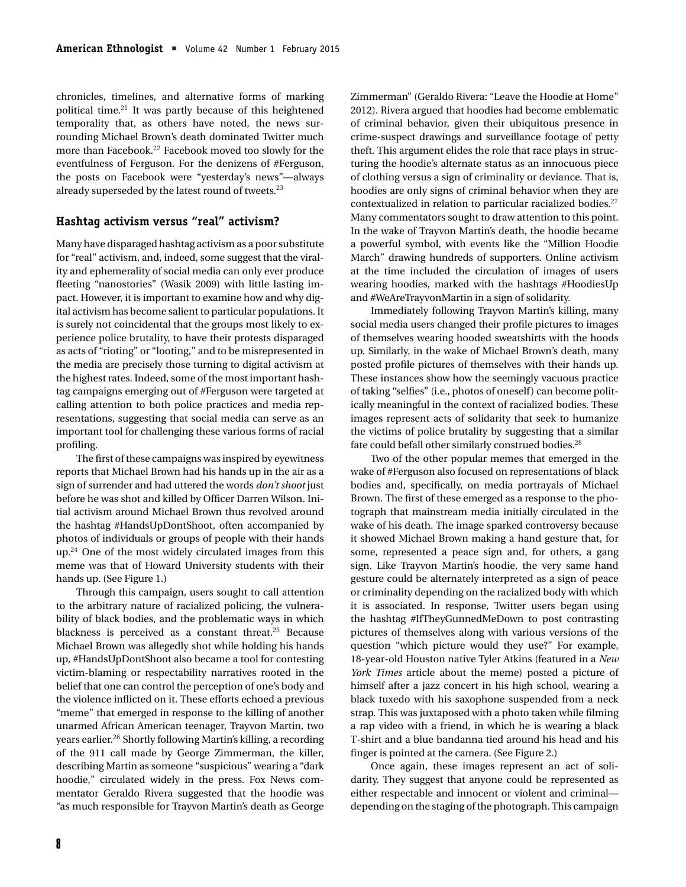chronicles, timelines, and alternative forms of marking political time.[21] It was partly because of this heightened temporality that, as others have noted, the news surrounding Michael Brown's death dominated Twitter much more than Facebook.[22] Facebook moved too slowly for the eventfulness of Ferguson. For the denizens of #Ferguson, the posts on Facebook were "yesterday's news"—always already superseded by the latest round of tweets.[23]

## Hashtag activism versus "real" activism?

Many have disparaged hashtag activism as a poor substitute for "real" activism, and, indeed, some suggest that the virality and ephemerality of social media can only ever produce fleeting "nanostories" (Wasik 2009) with little lasting impact. However, it is important to examine how and why digital activism has become salient to particular populations. It is surely not coincidental that the groups most likely to experience police brutality, to have their protests disparaged as acts of "rioting" or "looting," and to be misrepresented in the media are precisely those turning to digital activism at the highest rates. Indeed, some of the most important hashtag campaigns emerging out of #Ferguson were targeted at calling attention to both police practices and media representations, suggesting that social media can serve as an important tool for challenging these various forms of racial profiling.

The first of these campaigns was inspired by eyewitness reports that Michael Brown had his hands up in the air as a sign of surrender and had uttered the words *don't shoot* just before he was shot and killed by Officer Darren Wilson. Initial activism around Michael Brown thus revolved around the hashtag #HandsUpDontShoot, often accompanied by photos of individuals or groups of people with their hands up.[24] One of the most widely circulated images from this meme was that of Howard University students with their hands up. (See Figure 1.)

Through this campaign, users sought to call attention to the arbitrary nature of racialized policing, the vulnerability of black bodies, and the problematic ways in which blackness is perceived as a constant threat.[25] Because Michael Brown was allegedly shot while holding his hands up, #HandsUpDontShoot also became a tool for contesting victim-blaming or respectability narratives rooted in the belief that one can control the perception of one's body and the violence inflicted on it. These efforts echoed a previous "meme" that emerged in response to the killing of another unarmed African American teenager, Trayvon Martin, two years earlier.[26] Shortly following Martin's killing, a recording of the 911 call made by George Zimmerman, the killer, describing Martin as someone "suspicious" wearing a "dark hoodie," circulated widely in the press. Fox News commentator Geraldo Rivera suggested that the hoodie was "as much responsible for Trayvon Martin's death as George Zimmerman" (Geraldo Rivera: "Leave the Hoodie at Home" 2012). Rivera argued that hoodies had become emblematic of criminal behavior, given their ubiquitous presence in crime-suspect drawings and surveillance footage of petty theft. This argument elides the role that race plays in structuring the hoodie's alternate status as an innocuous piece of clothing versus a sign of criminality or deviance. That is, hoodies are only signs of criminal behavior when they are contextualized in relation to particular racialized bodies.[27] Many commentators sought to draw attention to this point. In the wake of Trayvon Martin's death, the hoodie became a powerful symbol, with events like the "Million Hoodie March" drawing hundreds of supporters. Online activism at the time included the circulation of images of users wearing hoodies, marked with the hashtags #HoodiesUp and #WeAreTrayvonMartin in a sign of solidarity.

Immediately following Trayvon Martin's killing, many social media users changed their profile pictures to images of themselves wearing hooded sweatshirts with the hoods up. Similarly, in the wake of Michael Brown's death, many posted profile pictures of themselves with their hands up. These instances show how the seemingly vacuous practice of taking "selfies" (i.e., photos of oneself) can become politically meaningful in the context of racialized bodies. These images represent acts of solidarity that seek to humanize the victims of police brutality by suggesting that a similar fate could befall other similarly construed bodies.[28]

Two of the other popular memes that emerged in the wake of #Ferguson also focused on representations of black bodies and, specifically, on media portrayals of Michael Brown. The first of these emerged as a response to the photograph that mainstream media initially circulated in the wake of his death. The image sparked controversy because it showed Michael Brown making a hand gesture that, for some, represented a peace sign and, for others, a gang sign. Like Trayvon Martin's hoodie, the very same hand gesture could be alternately interpreted as a sign of peace or criminality depending on the racialized body with which it is associated. In response, Twitter users began using the hashtag #IfTheyGunnedMeDown to post contrasting pictures of themselves along with various versions of the question "which picture would they use?" For example, 18-year-old Houston native Tyler Atkins (featured in a *New York Times* article about the meme) posted a picture of himself after a jazz concert in his high school, wearing a black tuxedo with his saxophone suspended from a neck strap. This was juxtaposed with a photo taken while filming a rap video with a friend, in which he is wearing a black T-shirt and a blue bandanna tied around his head and his finger is pointed at the camera. (See Figure 2.)

Once again, these images represent an act of solidarity. They suggest that anyone could be represented as either respectable and innocent or violent and criminal—depending on the staging of the photograph. This campaign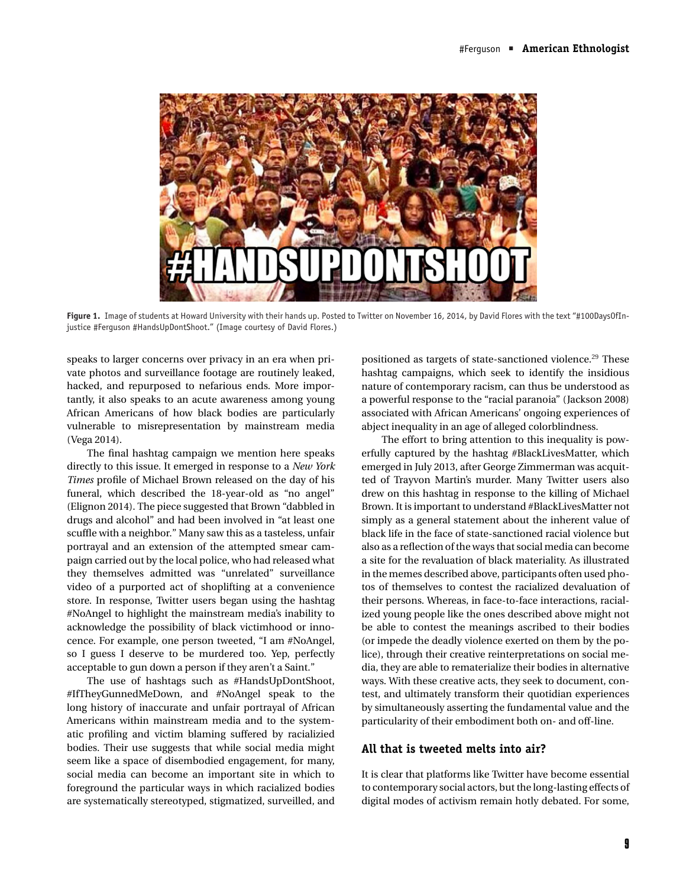Figure 1. Image of students at Howard University with their hands up. Posted to Twitter on November 16, 2014, by David Flores with the text "#100DaysOfInjustice #Ferguson #HandsUpDontShoot." (Image courtesy of David Flores.)

speaks to larger concerns over privacy in an era when private photos and surveillance footage are routinely leaked, hacked, and repurposed to nefarious ends. More importantly, it also speaks to an acute awareness among young African Americans of how black bodies are particularly vulnerable to misrepresentation by mainstream media (Vega 2014).

The final hashtag campaign we mention here speaks directly to this issue. It emerged in response to a *New York Times* profile of Michael Brown released on the day of his funeral, which described the 18-year-old as "no angel" (Eligon 2014). The piece suggested that Brown "dabbled in drugs and alcohol" and had been involved in "at least one scuffle with a neighbor." Many saw this as a tasteless, unfair portrayal and an extension of the attempted smear campaign carried out by the local police, who had released what they themselves admitted was "unrelated" surveillance video of a purported act of shoplifting at a convenience store. In response, Twitter users began using the hashtag #NoAngel to highlight the mainstream media's inability to acknowledge the possibility of black victimhood or innocence. For example, one person tweeted, "I am #NoAngel, so I guess I deserve to be murdered too. Yep, perfectly acceptable to gun down a person if they aren't a Saint."

The use of hashtags such as #HandsUpDontShoot, #IfTheyGunnedMeDown, and #NoAngel speak to the long history of inaccurate and unfair portrayal of African Americans within mainstream media and to the systematic profiling and victim blaming suffered by racializied bodies. Their use suggests that while social media might seem like a space of disembodied engagement, for many, social media can become an important site in which to foreground the particular ways in which racialized bodies are systematically stereotyped, stigmatized, surveilled, and positioned as targets of state-sanctioned violence.[29] These hashtag campaigns, which seek to identify the insidious nature of contemporary racism, can thus be understood as a powerful response to the "racial paranoia" (Jackson 2008) associated with African Americans' ongoing experiences of abject inequality in an age of alleged colorblindness.

The effort to bring attention to this inequality is powerfully captured by the hashtag #BlackLivesMatter, which emerged in July 2013, after George Zimmerman was acquitted of Trayvon Martin's murder. Many Twitter users also drew on this hashtag in response to the killing of Michael Brown. It is important to understand #BlackLivesMatter not simply as a general statement about the inherent value of black life in the face of state-sanctioned racial violence but also as a reflection of the ways that social media can become a site for the revaluation of black materiality. As illustrated in the memes described above, participants often used photos of themselves to contest the racialized devaluation of their persons. Whereas, in face-to-face interactions, racialized young people like the ones described above might not be able to contest the meanings ascribed to their bodies (or impede the deadly violence exerted on them by the police), through their creative reinterpretations on social media, they are able to rematerialize their bodies in alternative ways. With these creative acts, they seek to document, contest, and ultimately transform their quotidian experiences by simultaneously asserting the fundamental value and the particularity of their embodiment both on- and off-line.

## All that is tweeted melts into air?

It is clear that platforms like Twitter have become essential to contemporary social actors, but the long-lasting effects of digital modes of activism remain hotly debated. For some,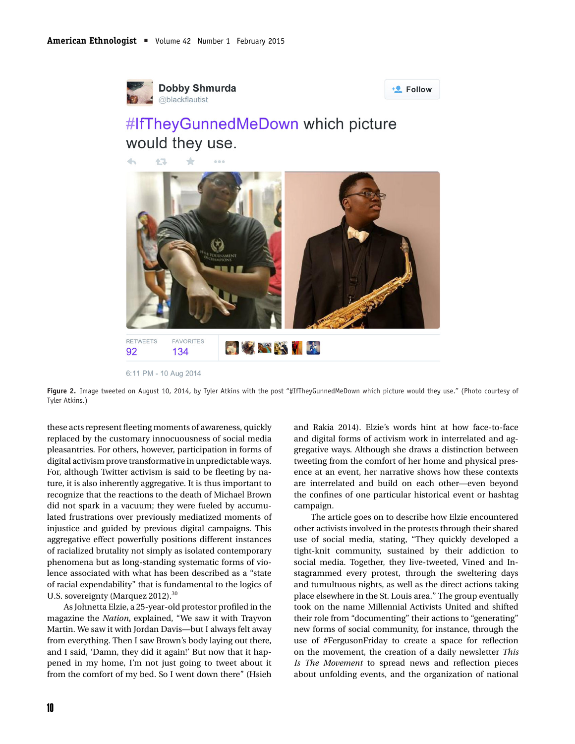Dobby Shmurda
@blackflautist

#IfTheyGunnedMeDown which picture would they use.

RETWEETS 92 FAVORITES 134

6:11 PM - 10 Aug 2014

**Figure 2.** Image tweeted on August 10, 2014, by Tyler Atkins with the post "#IfTheyGunnedMeDown which picture would they use." (Photo courtesy of Tyler Atkins.)

these acts represent fleeting moments of awareness, quickly replaced by the customary innocuousness of social media pleasantries. For others, however, participation in forms of digital activism prove transformative in unpredictable ways. For, although Twitter activism is said to be fleeting by nature, it is also inherently aggregative. It is thus important to recognize that the reactions to the death of Michael Brown did not spark in a vacuum; they were fueled by accumulated frustrations over previously mediatized moments of injustice and guided by previous digital campaigns. This aggregative effect powerfully positions different instances of racialized brutality not simply as isolated contemporary phenomena but as long-standing systematic forms of violence associated with what has been described as a "state of racial expendability" that is fundamental to the logics of U.S. sovereignty (Marquez 2012).[30]

As Johnetta Elzie, a 25-year-old protestor profiled in the magazine the *Nation*, explained, "We saw it with Trayvon Martin. We saw it with Jordan Davis—but I always felt away from everything. Then I saw Brown's body laying out there, and I said, 'Damn, they did it again!' But now that it happened in my home, I'm not just going to tweet about it from the comfort of my bed. So I went down there" (Hsieh and Rakia 2014). Elzie's words hint at how face-to-face and digital forms of activism work in interrelated and aggregative ways. Although she draws a distinction between tweeting from the comfort of her home and physical presence at an event, her narrative shows how these contexts are interrelated and build on each other—even beyond the confines of one particular historical event or hashtag campaign.

The article goes on to describe how Elzie encountered other activists involved in the protests through their shared use of social media, stating, "They quickly developed a tight-knit community, sustained by their addiction to social media. Together, they live-tweeted, Vined and Instagrammed every protest, through the sweltering days and tumultuous nights, as well as the direct actions taking place elsewhere in the St. Louis area." The group eventually took on the name Millennial Activists United and shifted their role from "documenting" their actions to "generating" new forms of social community, for instance, through the use of #FergusonFriday to create a space for reflection on the movement, the creation of a daily newsletter *This Is The Movement* to spread news and reflection pieces about unfolding events, and the organization of national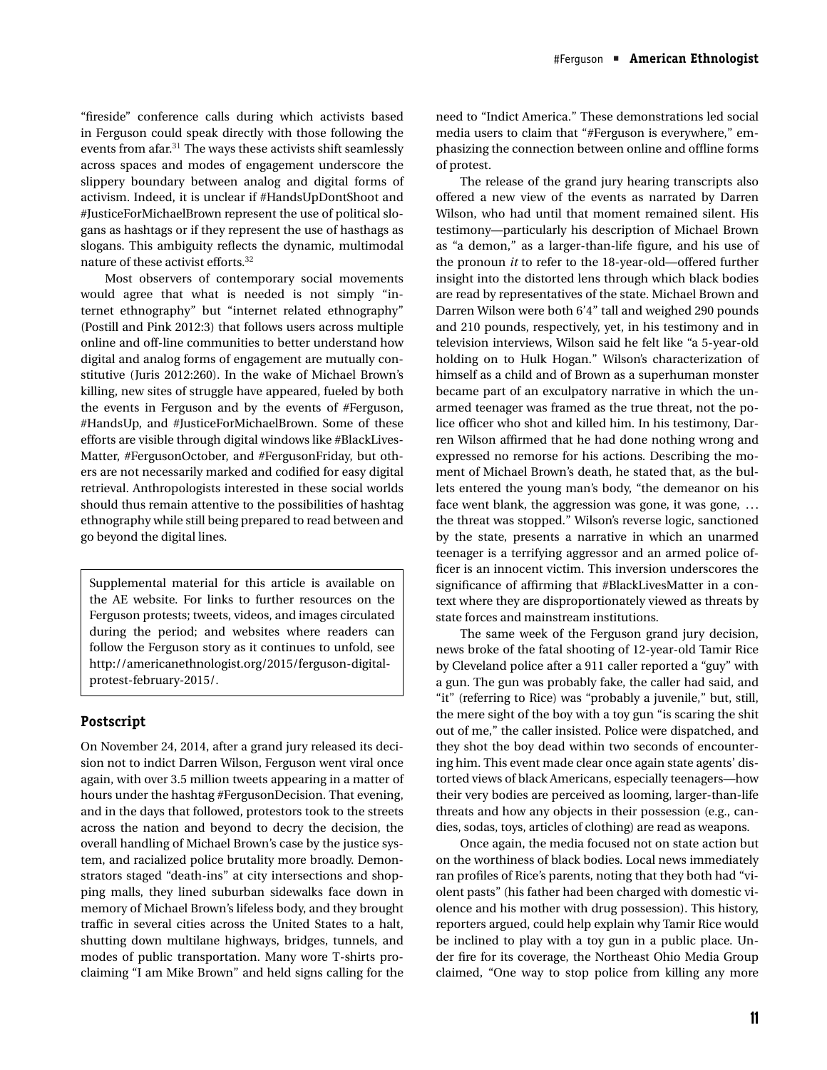"fireside" conference calls during which activists based in Ferguson could speak directly with those following the events from afar.[31] The ways these activists shift seamlessly across spaces and modes of engagement underscore the slippery boundary between analog and digital forms of activism. Indeed, it is unclear if #HandsUpDontShoot and #JusticeForMichaelBrown represent the use of political slogans as hashtags or if they represent the use of hasthags as slogans. This ambiguity reflects the dynamic, multimodal nature of these activist efforts.[32]

Most observers of contemporary social movements would agree that what is needed is not simply "internet ethnography" but "internet related ethnography" (Postill and Pink 2012:3) that follows users across multiple online and off-line communities to better understand how digital and analog forms of engagement are mutually constitutive (Juris 2012:260). In the wake of Michael Brown's killing, new sites of struggle have appeared, fueled by both the events in Ferguson and by the events of #Ferguson, #HandsUp, and #JusticeForMichaelBrown. Some of these efforts are visible through digital windows like #BlackLivesMatter, #FergusonOctober, and #FergusonFriday, but others are not necessarily marked and codified for easy digital retrieval. Anthropologists interested in these social worlds should thus remain attentive to the possibilities of hashtag ethnography while still being prepared to read between and go beyond the digital lines.

> Supplemental material for this article is available on the AE website. For links to further resources on the Ferguson protests; tweets, videos, and images circulated during the period; and websites where readers can follow the Ferguson story as it continues to unfold, see http://americanethnologist.org/2015/ferguson-digital-protest-february-2015/.

## Postscript

On November 24, 2014, after a grand jury released its decision not to indict Darren Wilson, Ferguson went viral once again, with over 3.5 million tweets appearing in a matter of hours under the hashtag #FergusonDecision. That evening, and in the days that followed, protestors took to the streets across the nation and beyond to decry the decision, the overall handling of Michael Brown's case by the justice system, and racialized police brutality more broadly. Demonstrators staged "death-ins" at city intersections and shopping malls, they lined suburban sidewalks face down in memory of Michael Brown's lifeless body, and they brought traffic in several cities across the United States to a halt, shutting down multilane highways, bridges, tunnels, and modes of public transportation. Many wore T-shirts proclaiming "I am Mike Brown" and held signs calling for the need to "Indict America." These demonstrations led social media users to claim that "#Ferguson is everywhere," emphasizing the connection between online and offline forms of protest.

The release of the grand jury hearing transcripts also offered a new view of the events as narrated by Darren Wilson, who had until that moment remained silent. His testimony—particularly his description of Michael Brown as "a demon," as a larger-than-life figure, and his use of the pronoun *it* to refer to the 18-year-old—offered further insight into the distorted lens through which black bodies are read by representatives of the state. Michael Brown and Darren Wilson were both 6′4″ tall and weighed 290 pounds and 210 pounds, respectively, yet, in his testimony and in television interviews, Wilson said he felt like "a 5-year-old holding on to Hulk Hogan." Wilson's characterization of himself as a child and of Brown as a superhuman monster became part of an exculpatory narrative in which the unarmed teenager was framed as the true threat, not the police officer who shot and killed him. In his testimony, Darren Wilson affirmed that he had done nothing wrong and expressed no remorse for his actions. Describing the moment of Michael Brown's death, he stated that, as the bullets entered the young man's body, "the demeanor on his face went blank, the aggression was gone, it was gone, ... the threat was stopped." Wilson's reverse logic, sanctioned by the state, presents a narrative in which an unarmed teenager is a terrifying aggressor and an armed police officer is an innocent victim. This inversion underscores the significance of affirming that #BlackLivesMatter in a context where they are disproportionately viewed as threats by state forces and mainstream institutions.

The same week of the Ferguson grand jury decision, news broke of the fatal shooting of 12-year-old Tamir Rice by Cleveland police after a 911 caller reported a "guy" with a gun. The gun was probably fake, the caller had said, and "it" (referring to Rice) was "probably a juvenile," but, still, the mere sight of the boy with a toy gun "is scaring the shit out of me," the caller insisted. Police were dispatched, and they shot the boy dead within two seconds of encountering him. This event made clear once again state agents' distorted views of black Americans, especially teenagers—how their very bodies are perceived as looming, larger-than-life threats and how any objects in their possession (e.g., candies, sodas, toys, articles of clothing) are read as weapons.

Once again, the media focused not on state action but on the worthiness of black bodies. Local news immediately ran profiles of Rice's parents, noting that they both had "violent pasts" (his father had been charged with domestic violence and his mother with drug possession). This history, reporters argued, could help explain why Tamir Rice would be inclined to play with a toy gun in a public place. Under fire for its coverage, the Northeast Ohio Media Group claimed, "One way to stop police from killing any more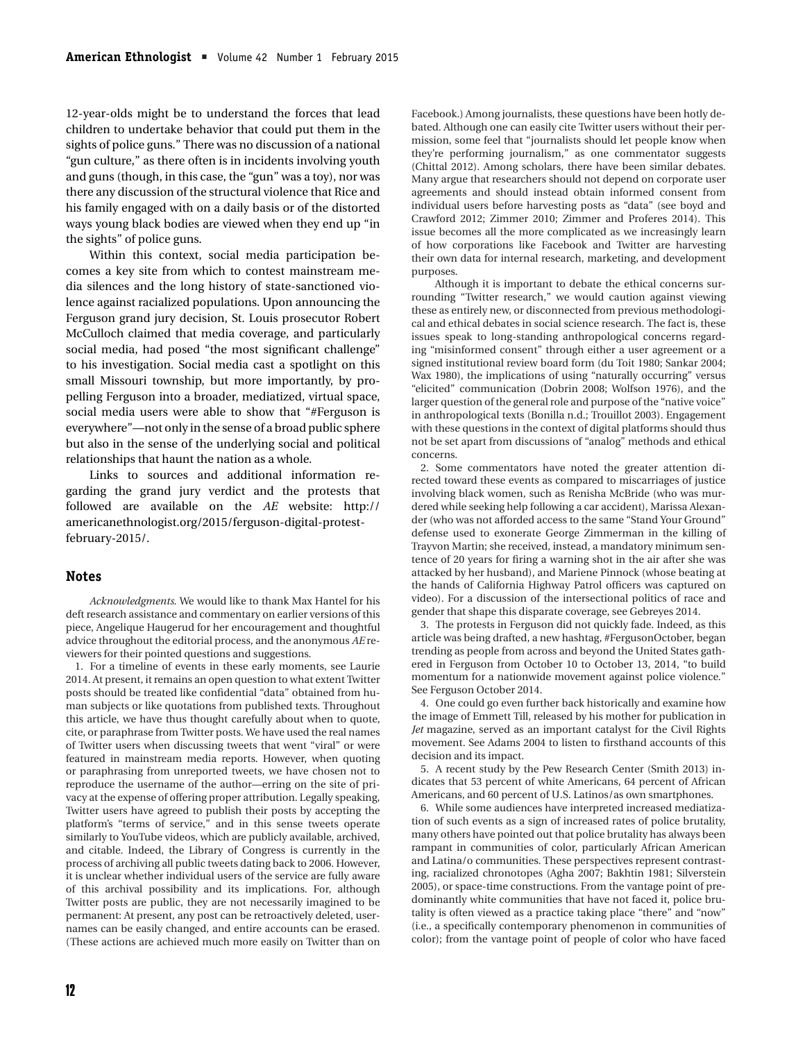12-year-olds might be to understand the forces that lead children to undertake behavior that could put them in the sights of police guns." There was no discussion of a national "gun culture," as there often is in incidents involving youth and guns (though, in this case, the "gun" was a toy), nor was there any discussion of the structural violence that Rice and his family engaged with on a daily basis or of the distorted ways young black bodies are viewed when they end up "in the sights" of police guns.

Within this context, social media participation becomes a key site from which to contest mainstream media silences and the long history of state-sanctioned violence against racialized populations. Upon announcing the Ferguson grand jury decision, St. Louis prosecutor Robert McCulloch claimed that media coverage, and particularly social media, had posed "the most significant challenge" to his investigation. Social media cast a spotlight on this small Missouri township, but more importantly, by propelling Ferguson into a broader, mediatized, virtual space, social media users were able to show that "#Ferguson is everywhere"—not only in the sense of a broad public sphere but also in the sense of the underlying social and political relationships that haunt the nation as a whole.

Links to sources and additional information regarding the grand jury verdict and the protests that followed are available on the *AE* website: http://americanethnologist.org/2015/ferguson-digital-protest-february-2015/.

## Notes

*Acknowledgments.* We would like to thank Max Hantel for his deft research assistance and commentary on earlier versions of this piece, Angelique Haugerud for her encouragement and thoughtful advice throughout the editorial process, and the anonymous *AE* reviewers for their pointed questions and suggestions.

1. For a timeline of events in these early moments, see Laurie 2014. At present, it remains an open question to what extent Twitter posts should be treated like confidential "data" obtained from human subjects or like quotations from published texts. Throughout this article, we have thus thought carefully about when to quote, cite, or paraphrase from Twitter posts. We have used the real names of Twitter users when discussing tweets that went "viral" or were featured in mainstream media reports. However, when quoting or paraphrasing from unreported tweets, we have chosen not to reproduce the username of the author—erring on the site of privacy at the expense of offering proper attribution. Legally speaking, Twitter users have agreed to publish their posts by accepting the platform's "terms of service," and in this sense tweets operate similarly to YouTube videos, which are publicly available, archived, and citable. Indeed, the Library of Congress is currently in the process of archiving all public tweets dating back to 2006. However, it is unclear whether individual users of the service are fully aware of this archival possibility and its implications. For, although Twitter posts are public, they are not necessarily imagined to be permanent: At present, any post can be retroactively deleted, usernames can be easily changed, and entire accounts can be erased. (These actions are achieved much more easily on Twitter than on Facebook.) Among journalists, these questions have been hotly debated. Although one can easily cite Twitter users without their permission, some feel that "journalists should let people know when they're performing journalism," as one commentator suggests (Chittal 2012). Among scholars, there have been similar debates. Many argue that researchers should not depend on corporate user agreements and should instead obtain informed consent from individual users before harvesting posts as "data" (see boyd and Crawford 2012; Zimmer 2010; Zimmer and Proferes 2014). This issue becomes all the more complicated as we increasingly learn of how corporations like Facebook and Twitter are harvesting their own data for internal research, marketing, and development purposes.

Although it is important to debate the ethical concerns surrounding "Twitter research," we would caution against viewing these as entirely new, or disconnected from previous methodological and ethical debates in social science research. The fact is, these issues speak to long-standing anthropological concerns regarding "misinformed consent" through either a user agreement or a signed institutional review board form (du Toit 1980; Sankar 2004; Wax 1980), the implications of using "naturally occurring" versus "elicited" communication (Dobrin 2008; Wolfson 1976), and the larger question of the general role and purpose of the "native voice" in anthropological texts (Bonilla n.d.; Trouillot 2003). Engagement with these questions in the context of digital platforms should thus not be set apart from discussions of "analog" methods and ethical concerns.

2. Some commentators have noted the greater attention directed toward these events as compared to miscarriages of justice involving black women, such as Renisha McBride (who was murdered while seeking help following a car accident), Marissa Alexander (who was not afforded access to the same "Stand Your Ground" defense used to exonerate George Zimmerman in the killing of Trayvon Martin; she received, instead, a mandatory minimum sentence of 20 years for firing a warning shot in the air after she was attacked by her husband), and Mariene Pinnock (whose beating at the hands of California Highway Patrol officers was captured on video). For a discussion of the intersectional politics of race and gender that shape this disparate coverage, see Gebreyes 2014.

3. The protests in Ferguson did not quickly fade. Indeed, as this article was being drafted, a new hashtag, #FergusonOctober, began trending as people from across and beyond the United States gathered in Ferguson from October 10 to October 13, 2014, "to build momentum for a nationwide movement against police violence." See Ferguson October 2014.

4. One could go even further back historically and examine how the image of Emmett Till, released by his mother for publication in *Jet* magazine, served as an important catalyst for the Civil Rights movement. See Adams 2004 to listen to firsthand accounts of this decision and its impact.

5. A recent study by the Pew Research Center (Smith 2013) indicates that 53 percent of white Americans, 64 percent of African Americans, and 60 percent of U.S. Latinos/as own smartphones.

6. While some audiences have interpreted increased mediatization of such events as a sign of increased rates of police brutality, many others have pointed out that police brutality has always been rampant in communities of color, particularly African American and Latina/o communities. These perspectives represent contrasting, racialized chronotopes (Agha 2007; Bakhtin 1981; Silverstein 2005), or space-time constructions. From the vantage point of predominantly white communities that have not faced it, police brutality is often viewed as a practice taking place "there" and "now" (i.e., a specifically contemporary phenomenon in communities of color); from the vantage point of people of color who have faced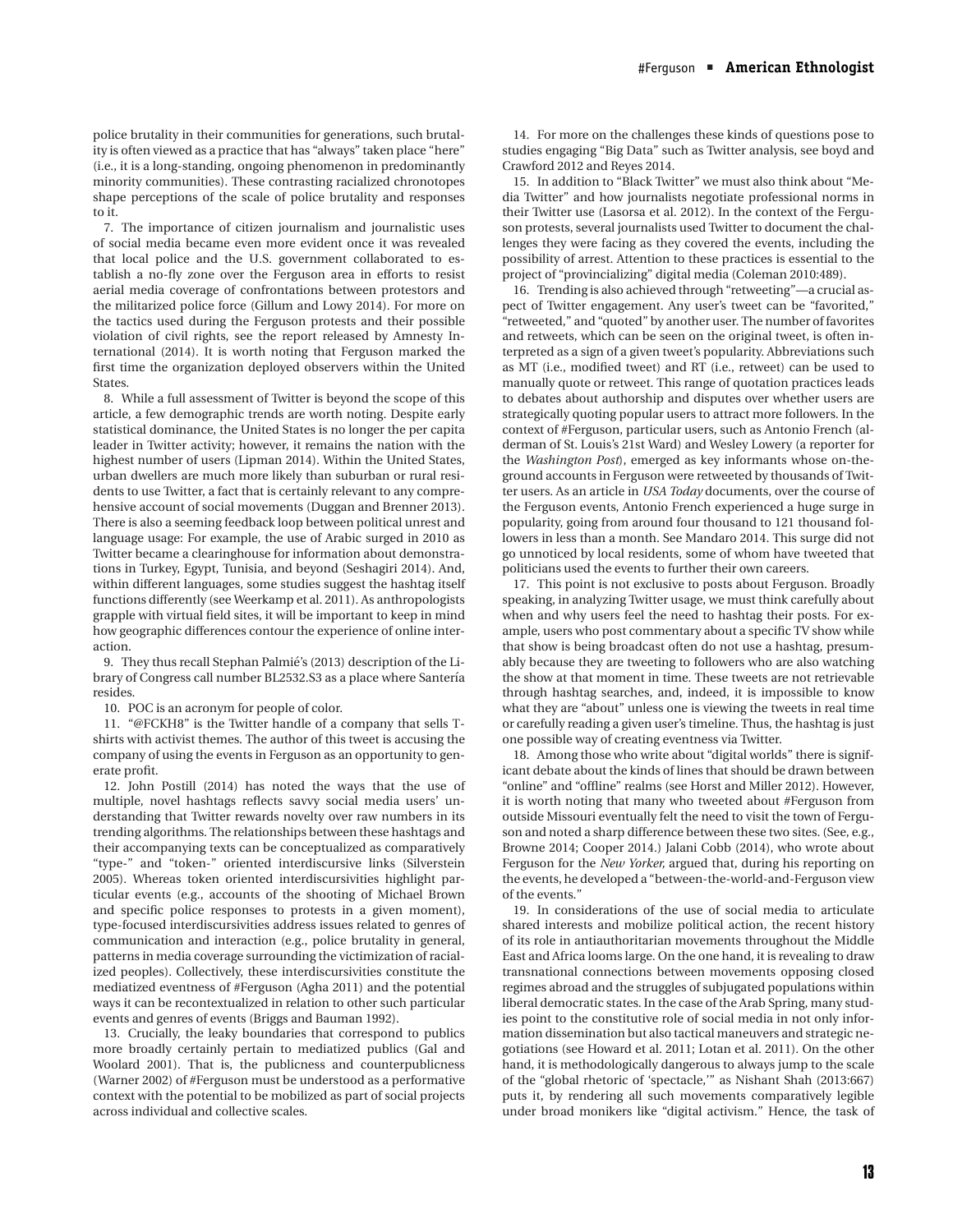police brutality in their communities for generations, such brutality is often viewed as a practice that has "always" taken place "here" (i.e., it is a long-standing, ongoing phenomenon in predominantly minority communities). These contrasting racialized chronotopes shape perceptions of the scale of police brutality and responses to it.

7. The importance of citizen journalism and journalistic uses of social media became even more evident once it was revealed that local police and the U.S. government collaborated to establish a no-fly zone over the Ferguson area in efforts to resist aerial media coverage of confrontations between protestors and the militarized police force (Gillum and Lowy 2014). For more on the tactics used during the Ferguson protests and their possible violation of civil rights, see the report released by Amnesty International (2014). It is worth noting that Ferguson marked the first time the organization deployed observers within the United States.

8. While a full assessment of Twitter is beyond the scope of this article, a few demographic trends are worth noting. Despite early statistical dominance, the United States is no longer the per capita leader in Twitter activity; however, it remains the nation with the highest number of users (Lipman 2014). Within the United States, urban dwellers are much more likely than suburban or rural residents to use Twitter, a fact that is certainly relevant to any comprehensive account of social movements (Duggan and Brenner 2013). There is also a seeming feedback loop between political unrest and language usage: For example, the use of Arabic surged in 2010 as Twitter became a clearinghouse for information about demonstrations in Turkey, Egypt, Tunisia, and beyond (Seshagiri 2014). And, within different languages, some studies suggest the hashtag itself functions differently (see Weerkamp et al. 2011). As anthropologists grapple with virtual field sites, it will be important to keep in mind how geographic differences contour the experience of online interaction.

9. They thus recall Stephan Palmié's (2013) description of the Library of Congress call number BL2532.S3 as a place where Santería resides.

10. POC is an acronym for people of color.

11. "@FCKH8" is the Twitter handle of a company that sells T-shirts with activist themes. The author of this tweet is accusing the company of using the events in Ferguson as an opportunity to generate profit.

12. John Postill (2014) has noted the ways that the use of multiple, novel hashtags reflects savvy social media users' understanding that Twitter rewards novelty over raw numbers in its trending algorithms. The relationships between these hashtags and their accompanying texts can be conceptualized as comparatively "type-" and "token-" oriented interdiscursive links (Silverstein 2005). Whereas token oriented interdiscursivities highlight particular events (e.g., accounts of the shooting of Michael Brown and specific police responses to protests in a given moment), type-focused interdiscursivities address issues related to genres of communication and interaction (e.g., police brutality in general, patterns in media coverage surrounding the victimization of racialized peoples). Collectively, these interdiscursivities constitute the mediatized eventness of #Ferguson (Agha 2011) and the potential ways it can be recontextualized in relation to other such particular events and genres of events (Briggs and Bauman 1992).

13. Crucially, the leaky boundaries that correspond to publics more broadly certainly pertain to mediatized publics (Gal and Woolard 2001). That is, the publicness and counterpublicness (Warner 2002) of #Ferguson must be understood as a performative context with the potential to be mobilized as part of social projects across individual and collective scales.

14. For more on the challenges these kinds of questions pose to studies engaging "Big Data" such as Twitter analysis, see boyd and Crawford 2012 and Reyes 2014.

15. In addition to "Black Twitter" we must also think about "Media Twitter" and how journalists negotiate professional norms in their Twitter use (Lasorsa et al. 2012). In the context of the Ferguson protests, several journalists used Twitter to document the challenges they were facing as they covered the events, including the possibility of arrest. Attention to these practices is essential to the project of "provincializing" digital media (Coleman 2010:489).

16. Trending is also achieved through "retweeting"—a crucial aspect of Twitter engagement. Any user's tweet can be "favorited," "retweeted," and "quoted" by another user. The number of favorites and retweets, which can be seen on the original tweet, is often interpreted as a sign of a given tweet's popularity. Abbreviations such as MT (i.e., modified tweet) and RT (i.e., retweet) can be used to manually quote or retweet. This range of quotation practices leads to debates about authorship and disputes over whether users are strategically quoting popular users to attract more followers. In the context of #Ferguson, particular users, such as Antonio French (alderman of St. Louis's 21st Ward) and Wesley Lowery (a reporter for the *Washington Post*), emerged as key informants whose on-the-ground accounts in Ferguson were retweeted by thousands of Twitter users. As an article in *USA Today* documents, over the course of the Ferguson events, Antonio French experienced a huge surge in popularity, going from around four thousand to 121 thousand followers in less than a month. See Mandaro 2014. This surge did not go unnoticed by local residents, some of whom have tweeted that politicians used the events to further their own careers.

17. This point is not exclusive to posts about Ferguson. Broadly speaking, in analyzing Twitter usage, we must think carefully about when and why users feel the need to hashtag their posts. For example, users who post commentary about a specific TV show while that show is being broadcast often do not use a hashtag, presumably because they are tweeting to followers who are also watching the show at that moment in time. These tweets are not retrievable through hashtag searches, and, indeed, it is impossible to know what they are "about" unless one is viewing the tweets in real time or carefully reading a given user's timeline. Thus, the hashtag is just one possible way of creating eventness via Twitter.

18. Among those who write about "digital worlds" there is significant debate about the kinds of lines that should be drawn between "online" and "offline" realms (see Horst and Miller 2012). However, it is worth noting that many who tweeted about #Ferguson from outside Missouri eventually felt the need to visit the town of Ferguson and noted a sharp difference between these two sites. (See, e.g., Browne 2014; Cooper 2014.) Jalani Cobb (2014), who wrote about Ferguson for the *New Yorker,* argued that, during his reporting on the events, he developed a "between-the-world-and-Ferguson view of the events."

19. In considerations of the use of social media to articulate shared interests and mobilize political action, the recent history of its role in antiauthoritarian movements throughout the Middle East and Africa looms large. On the one hand, it is revealing to draw transnational connections between movements opposing closed regimes abroad and the struggles of subjugated populations within liberal democratic states. In the case of the Arab Spring, many studies point to the constitutive role of social media in not only information dissemination but also tactical maneuvers and strategic negotiations (see Howard et al. 2011; Lotan et al. 2011). On the other hand, it is methodologically dangerous to always jump to the scale of the "global rhetoric of 'spectacle,'" as Nishant Shah (2013:667) puts it, by rendering all such movements comparatively legible under broad monikers like "digital activism." Hence, the task of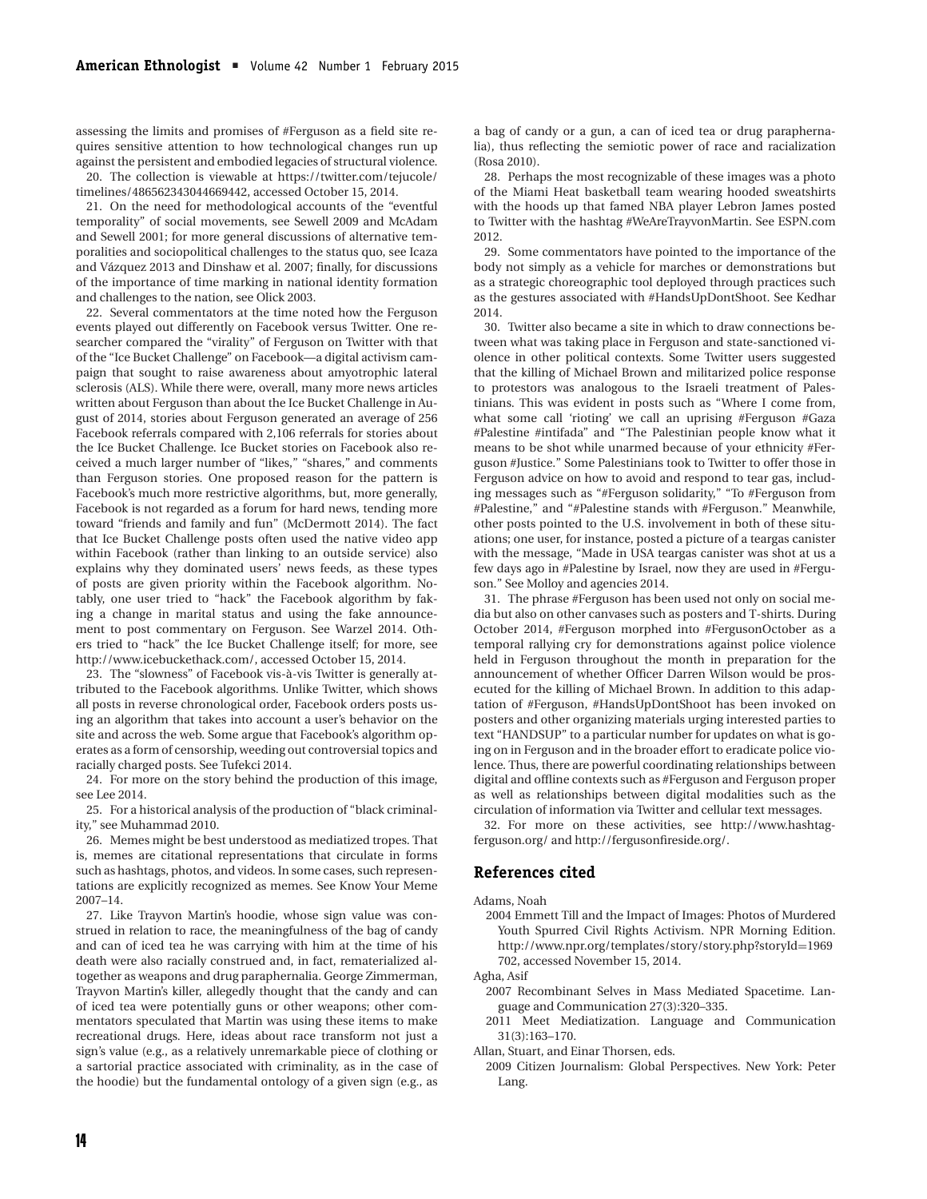assessing the limits and promises of #Ferguson as a field site requires sensitive attention to how technological changes run up against the persistent and embodied legacies of structural violence.

20. The collection is viewable at https://twitter.com/tejucole/timelines/486562343044669442, accessed October 15, 2014.

21. On the need for methodological accounts of the "eventful temporality" of social movements, see Sewell 2009 and McAdam and Sewell 2001; for more general discussions of alternative temporalities and sociopolitical challenges to the status quo, see Icaza and Vázquez 2013 and Dinshaw et al. 2007; finally, for discussions of the importance of time marking in national identity formation and challenges to the nation, see Olick 2003.

22. Several commentators at the time noted how the Ferguson events played out differently on Facebook versus Twitter. One researcher compared the "virality" of Ferguson on Twitter with that of the "Ice Bucket Challenge" on Facebook—a digital activism campaign that sought to raise awareness about amyotrophic lateral sclerosis (ALS). While there were, overall, many more news articles written about Ferguson than about the Ice Bucket Challenge in August of 2014, stories about Ferguson generated an average of 256 Facebook referrals compared with 2,106 referrals for stories about the Ice Bucket Challenge. Ice Bucket stories on Facebook also received a much larger number of "likes," "shares," and comments than Ferguson stories. One proposed reason for the pattern is Facebook's much more restrictive algorithms, but, more generally, Facebook is not regarded as a forum for hard news, tending more toward "friends and family and fun" (McDermott 2014). The fact that Ice Bucket Challenge posts often used the native video app within Facebook (rather than linking to an outside service) also explains why they dominated users' news feeds, as these types of posts are given priority within the Facebook algorithm. Notably, one user tried to "hack" the Facebook algorithm by faking a change in marital status and using the fake announcement to post commentary on Ferguson. See Warzel 2014. Others tried to "hack" the Ice Bucket Challenge itself; for more, see http://www.icebuckethack.com/, accessed October 15, 2014.

23. The "slowness" of Facebook vis-à-vis Twitter is generally attributed to the Facebook algorithms. Unlike Twitter, which shows all posts in reverse chronological order, Facebook orders posts using an algorithm that takes into account a user's behavior on the site and across the web. Some argue that Facebook's algorithm operates as a form of censorship, weeding out controversial topics and racially charged posts. See Tufekci 2014.

24. For more on the story behind the production of this image, see Lee 2014.

25. For a historical analysis of the production of "black criminality," see Muhammad 2010.

26. Memes might be best understood as mediatized tropes. That is, memes are citational representations that circulate in forms such as hashtags, photos, and videos. In some cases, such representations are explicitly recognized as memes. See Know Your Meme 2007–14.

27. Like Trayvon Martin's hoodie, whose sign value was construed in relation to race, the meaningfulness of the bag of candy and can of iced tea he was carrying with him at the time of his death were also racially construed and, in fact, rematerialized altogether as weapons and drug paraphernalia. George Zimmerman, Trayvon Martin's killer, allegedly thought that the candy and can of iced tea were potentially guns or other weapons; other commentators speculated that Martin was using these items to make recreational drugs. Here, ideas about race transform not just a sign's value (e.g., as a relatively unremarkable piece of clothing or a sartorial practice associated with criminality, as in the case of the hoodie) but the fundamental ontology of a given sign (e.g., as a bag of candy or a gun, a can of iced tea or drug paraphernalia), thus reflecting the semiotic power of race and racialization (Rosa 2010).

28. Perhaps the most recognizable of these images was a photo of the Miami Heat basketball team wearing hooded sweatshirts with the hoods up that famed NBA player Lebron James posted to Twitter with the hashtag #WeAreTrayvonMartin. See ESPN.com 2012.

29. Some commentators have pointed to the importance of the body not simply as a vehicle for marches or demonstrations but as a strategic choreographic tool deployed through practices such as the gestures associated with #HandsUpDontShoot. See Kedhar 2014.

30. Twitter also became a site in which to draw connections between what was taking place in Ferguson and state-sanctioned violence in other political contexts. Some Twitter users suggested that the killing of Michael Brown and militarized police response to protestors was analogous to the Israeli treatment of Palestinians. This was evident in posts such as "Where I come from, what some call 'rioting' we call an uprising #Ferguson #Gaza #Palestine #intifada" and "The Palestinian people know what it means to be shot while unarmed because of your ethnicity #Ferguson #Justice." Some Palestinians took to Twitter to offer those in Ferguson advice on how to avoid and respond to tear gas, including messages such as "#Ferguson solidarity," "To #Ferguson from #Palestine," and "#Palestine stands with #Ferguson." Meanwhile, other posts pointed to the U.S. involvement in both of these situations; one user, for instance, posted a picture of a teargas canister with the message, "Made in USA teargas canister was shot at us a few days ago in #Palestine by Israel, now they are used in #Ferguson." See Molloy and agencies 2014.

31. The phrase #Ferguson has been used not only on social media but also on other canvases such as posters and T-shirts. During October 2014, #Ferguson morphed into #FergusonOctober as a temporal rallying cry for demonstrations against police violence held in Ferguson throughout the month in preparation for the announcement of whether Officer Darren Wilson would be prosecuted for the killing of Michael Brown. In addition to this adaptation of #Ferguson, #HandsUpDontShoot has been invoked on posters and other organizing materials urging interested parties to text "HANDSUP" to a particular number for updates on what is going on in Ferguson and in the broader effort to eradicate police violence. Thus, there are powerful coordinating relationships between digital and offline contexts such as #Ferguson and Ferguson proper as well as relationships between digital modalities such as the circulation of information via Twitter and cellular text messages.

32. For more on these activities, see http://www.hashtagferguson.org/ and http://fergusonfireside.org/.

## References cited

Adams, Noah
2004 Emmett Till and the Impact of Images: Photos of Murdered Youth Spurred Civil Rights Activism. NPR Morning Edition. http://www.npr.org/templates/story/story.php?storyId=1969702, accessed November 15, 2014.

Agha, Asif
2007 Recombinant Selves in Mass Mediated Spacetime. Language and Communication 27(3):320–335.
2011 Meet Mediatization. Language and Communication 31(3):163–170.

Allan, Stuart, and Einar Thorsen, eds.
2009 Citizen Journalism: Global Perspectives. New York: Peter Lang.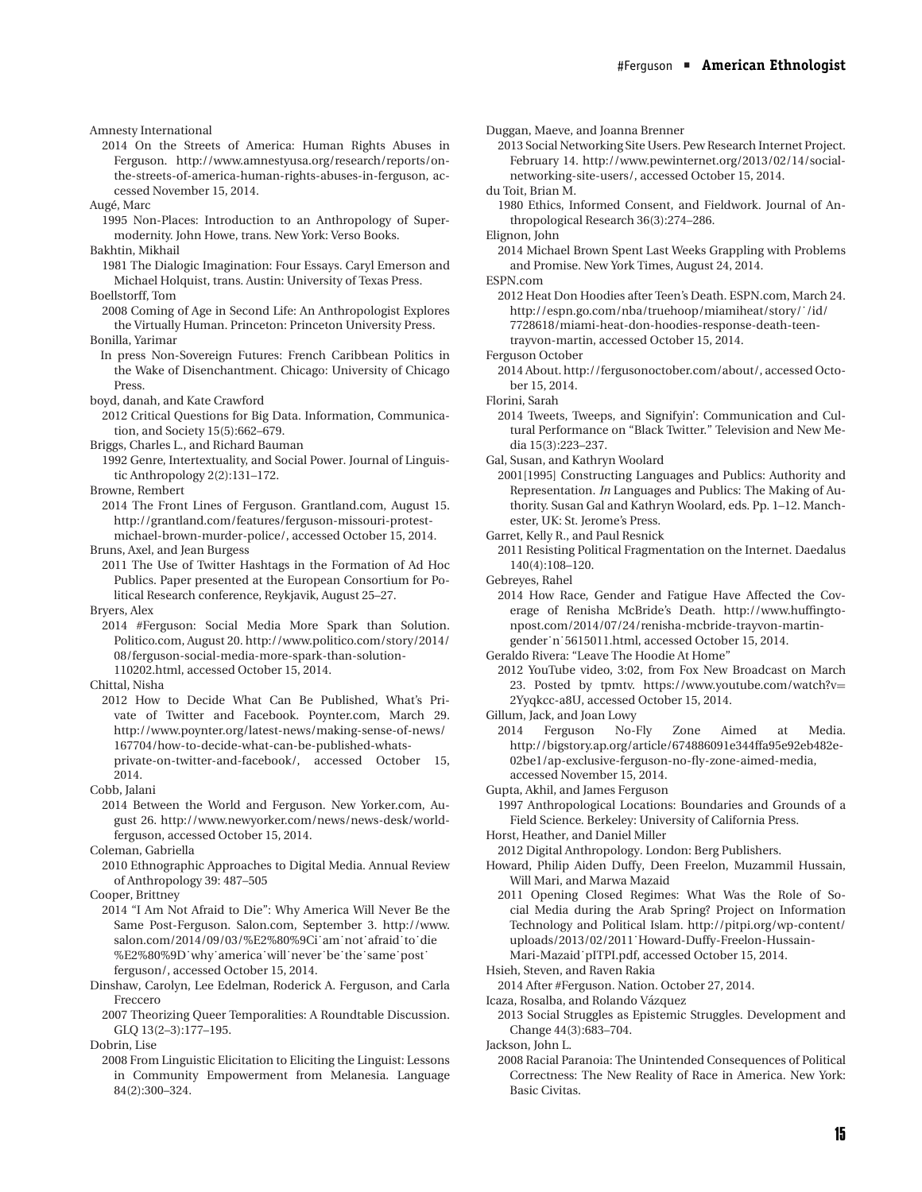Amnesty International

2014 On the Streets of America: Human Rights Abuses in Ferguson. http://www.amnestyusa.org/research/reports/on-the-streets-of-america-human-rights-abuses-in-ferguson, accessed November 15, 2014.

Augé, Marc

1995 Non-Places: Introduction to an Anthropology of Supermodernity. John Howe, trans. New York: Verso Books.

Bakhtin, Mikhail

1981 The Dialogic Imagination: Four Essays. Caryl Emerson and Michael Holquist, trans. Austin: University of Texas Press.

Boellstorff, Tom

2008 Coming of Age in Second Life: An Anthropologist Explores the Virtually Human. Princeton: Princeton University Press.

Bonilla, Yarimar

In press Non-Sovereign Futures: French Caribbean Politics in the Wake of Disenchantment. Chicago: University of Chicago Press.

boyd, danah, and Kate Crawford

2012 Critical Questions for Big Data. Information, Communication, and Society 15(5):662–679.

Briggs, Charles L., and Richard Bauman

1992 Genre, Intertextuality, and Social Power. Journal of Linguistic Anthropology 2(2):131–172.

Browne, Rembert

2014 The Front Lines of Ferguson. Grantland.com, August 15. http://grantland.com/features/ferguson-missouri-protest-michael-brown-murder-police/, accessed October 15, 2014.

Bruns, Axel, and Jean Burgess

2011 The Use of Twitter Hashtags in the Formation of Ad Hoc Publics. Paper presented at the European Consortium for Political Research conference, Reykjavik, August 25–27.

Bryers, Alex

2014 #Ferguson: Social Media More Spark than Solution. Politico.com, August 20. http://www.politico.com/story/2014/08/ferguson-social-media-more-spark-than-solution-110202.html, accessed October 15, 2014.

Chittal, Nisha

2012 How to Decide What Can Be Published, What's Private of Twitter and Facebook. Poynter.com, March 29. http://www.poynter.org/latest-news/making-sense-of-news/167704/how-to-decide-what-can-be-published-whats-private-on-twitter-and-facebook/, accessed October 15, 2014.

Cobb, Jalani

2014 Between the World and Ferguson. New Yorker.com, August 26. http://www.newyorker.com/news/news-desk/world-ferguson, accessed October 15, 2014.

Coleman, Gabriella

2010 Ethnographic Approaches to Digital Media. Annual Review of Anthropology 39: 487–505

Cooper, Brittney

2014 "I Am Not Afraid to Die": Why America Will Never Be the Same Post-Ferguson. Salon.com, September 3. http://www.salon.com/2014/09/03/%E2%80%9Ci˙am˙not˙afraid˙to˙die%E2%80%9D˙why˙america˙will˙never˙be˙the˙same˙post˙ferguson/, accessed October 15, 2014.

Dinshaw, Carolyn, Lee Edelman, Roderick A. Ferguson, and Carla Freccero

2007 Theorizing Queer Temporalities: A Roundtable Discussion. GLQ 13(2–3):177–195.

Dobrin, Lise

2008 From Linguistic Elicitation to Eliciting the Linguist: Lessons in Community Empowerment from Melanesia. Language 84(2):300–324.

Duggan, Maeve, and Joanna Brenner

2013 Social Networking Site Users. Pew Research Internet Project. February 14. http://www.pewinternet.org/2013/02/14/social-networking-site-users/, accessed October 15, 2014.

du Toit, Brian M.

1980 Ethics, Informed Consent, and Fieldwork. Journal of Anthropological Research 36(3):274–286.

Elignon, John

2014 Michael Brown Spent Last Weeks Grappling with Problems and Promise. New York Times, August 24, 2014.

ESPN.com

2012 Heat Don Hoodies after Teen's Death. ESPN.com, March 24. http://espn.go.com/nba/truehoop/miamiheat/story/˙/id/7728618/miami-heat-don-hoodies-response-death-teen-trayvon-martin, accessed October 15, 2014.

Ferguson October

2014 About. http://fergusonoctober.com/about/, accessed October 15, 2014.

Florini, Sarah

2014 Tweets, Tweeps, and Signifyin': Communication and Cultural Performance on "Black Twitter." Television and New Media 15(3):223–237.

Gal, Susan, and Kathryn Woolard

2001[1995] Constructing Languages and Publics: Authority and Representation. *In* Languages and Publics: The Making of Authority. Susan Gal and Kathryn Woolard, eds. Pp. 1–12. Manchester, UK: St. Jerome's Press.

Garret, Kelly R., and Paul Resnick

2011 Resisting Political Fragmentation on the Internet. Daedalus 140(4):108–120.

Gebreyes, Rahel

2014 How Race, Gender and Fatigue Have Affected the Coverage of Renisha McBride's Death. http://www.huffingtonpost.com/2014/07/24/renisha-mcbride-trayvon-martin-gender˙n˙5615011.html, accessed October 15, 2014.

Geraldo Rivera: "Leave The Hoodie At Home"

2012 YouTube video, 3:02, from Fox New Broadcast on March 23. Posted by tpmtv. https://www.youtube.com/watch?v=2Yyqkcc-a8U, accessed October 15, 2014.

Gillum, Jack, and Joan Lowy

2014 Ferguson No-Fly Zone Aimed at Media. http://bigstory.ap.org/article/674886091e344ffa95e92eb482e02be1/ap-exclusive-ferguson-no-fly-zone-aimed-media, accessed November 15, 2014.

Gupta, Akhil, and James Ferguson

1997 Anthropological Locations: Boundaries and Grounds of a Field Science. Berkeley: University of California Press.

Horst, Heather, and Daniel Miller

2012 Digital Anthropology. London: Berg Publishers.

Howard, Philip Aiden Duffy, Deen Freelon, Muzammil Hussain, Will Mari, and Marwa Mazaid

2011 Opening Closed Regimes: What Was the Role of Social Media during the Arab Spring? Project on Information Technology and Political Islam. http://pitpi.org/wp-content/uploads/2013/02/2011˙Howard-Duffy-Freelon-Hussain-Mari-Mazaid˙pITPI.pdf, accessed October 15, 2014.

Hsieh, Steven, and Raven Rakia

2014 After #Ferguson. Nation. October 27, 2014.

Icaza, Rosalba, and Rolando Vázquez

2013 Social Struggles as Epistemic Struggles. Development and Change 44(3):683–704.

Jackson, John L.

2008 Racial Paranoia: The Unintended Consequences of Political Correctness: The New Reality of Race in America. New York: Basic Civitas.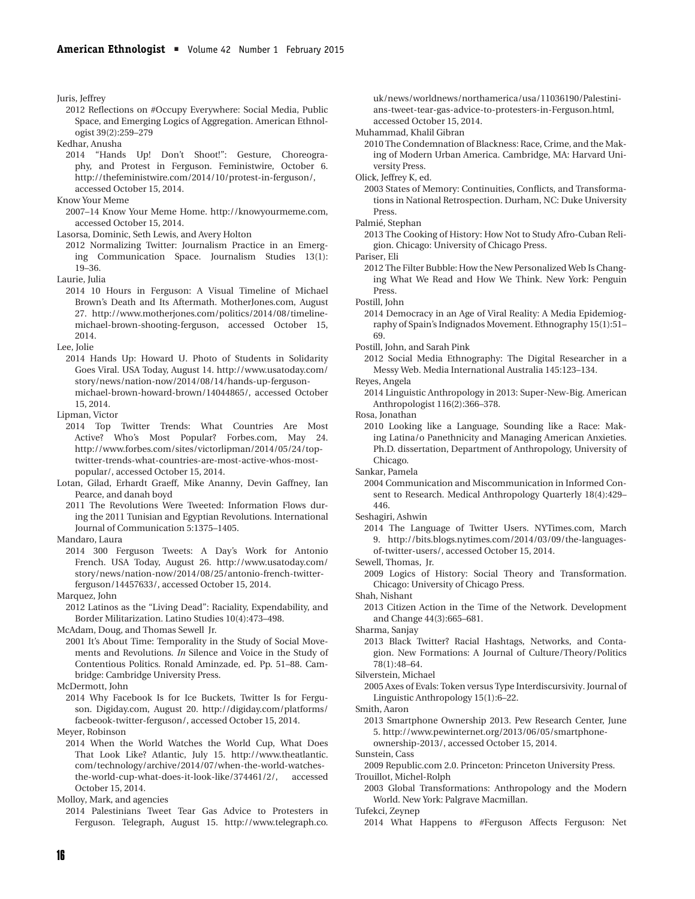Juris, Jeffrey

2012 Reflections on #Occupy Everywhere: Social Media, Public Space, and Emerging Logics of Aggregation. American Ethnologist 39(2):259–279

Kedhar, Anusha

2014 "Hands Up! Don't Shoot!": Gesture, Choreography, and Protest in Ferguson. Feministwire, October 6. http://thefeministwire.com/2014/10/protest-in-ferguson/, accessed October 15, 2014.

Know Your Meme

2007–14 Know Your Meme Home. http://knowyourmeme.com, accessed October 15, 2014.

Lasorsa, Dominic, Seth Lewis, and Avery Holton

2012 Normalizing Twitter: Journalism Practice in an Emerging Communication Space. Journalism Studies 13(1): 19–36.

Laurie, Julia

2014 10 Hours in Ferguson: A Visual Timeline of Michael Brown's Death and Its Aftermath. MotherJones.com, August 27. http://www.motherjones.com/politics/2014/08/timeline-michael-brown-shooting-ferguson, accessed October 15, 2014.

Lee, Jolie

2014 Hands Up: Howard U. Photo of Students in Solidarity Goes Viral. USA Today, August 14. http://www.usatoday.com/story/news/nation-now/2014/08/14/hands-up-ferguson-michael-brown-howard-brown/14044865/, accessed October 15, 2014.

Lipman, Victor

2014 Top Twitter Trends: What Countries Are Most Active? Who's Most Popular? Forbes.com, May 24. http://www.forbes.com/sites/victorlipman/2014/05/24/top-twitter-trends-what-countries-are-most-active-whos-most-popular/, accessed October 15, 2014.

Lotan, Gilad, Erhardt Graeff, Mike Ananny, Devin Gaffney, Ian Pearce, and danah boyd

2011 The Revolutions Were Tweeted: Information Flows during the 2011 Tunisian and Egyptian Revolutions. International Journal of Communication 5:1375–1405.

Mandaro, Laura

2014 300 Ferguson Tweets: A Day's Work for Antonio French. USA Today, August 26. http://www.usatoday.com/story/news/nation-now/2014/08/25/antonio-french-twitter-ferguson/14457633/, accessed October 15, 2014.

Marquez, John

2012 Latinos as the "Living Dead": Raciality, Expendability, and Border Militarization. Latino Studies 10(4):473–498.

McAdam, Doug, and Thomas Sewell Jr.

2001 It's About Time: Temporality in the Study of Social Movements and Revolutions. *In* Silence and Voice in the Study of Contentious Politics. Ronald Aminzade, ed. Pp. 51–88. Cambridge: Cambridge University Press.

McDermott, John

2014 Why Facebook Is for Ice Buckets, Twitter Is for Ferguson. Digiday.com, August 20. http://digiday.com/platforms/facbeook-twitter-ferguson/, accessed October 15, 2014.

Meyer, Robinson

2014 When the World Watches the World Cup, What Does That Look Like? Atlantic, July 15. http://www.theatlantic.com/technology/archive/2014/07/when-the-world-watches-the-world-cup-what-does-it-look-like/374461/2/, accessed October 15, 2014.

Molloy, Mark, and agencies

2014 Palestinians Tweet Tear Gas Advice to Protesters in Ferguson. Telegraph, August 15. http://www.telegraph.co.uk/news/worldnews/northamerica/usa/11036190/Palestinians-tweet-tear-gas-advice-to-protesters-in-Ferguson.html, accessed October 15, 2014.

Muhammad, Khalil Gibran

2010 The Condemnation of Blackness: Race, Crime, and the Making of Modern Urban America. Cambridge, MA: Harvard University Press.

Olick, Jeffrey K, ed.

2003 States of Memory: Continuities, Conflicts, and Transformations in National Retrospection. Durham, NC: Duke University Press.

Palmié, Stephan

2013 The Cooking of History: How Not to Study Afro-Cuban Religion. Chicago: University of Chicago Press.

Pariser, Eli

2012 The Filter Bubble: How the New Personalized Web Is Changing What We Read and How We Think. New York: Penguin Press.

Postill, John

2014 Democracy in an Age of Viral Reality: A Media Epidemiography of Spain's Indignados Movement. Ethnography 15(1):51–69.

Postill, John, and Sarah Pink

2012 Social Media Ethnography: The Digital Researcher in a Messy Web. Media International Australia 145:123–134.

Reyes, Angela

2014 Linguistic Anthropology in 2013: Super-New-Big. American Anthropologist 116(2):366–378.

Rosa, Jonathan

2010 Looking like a Language, Sounding like a Race: Making Latina/o Panethnicity and Managing American Anxieties. Ph.D. dissertation, Department of Anthropology, University of Chicago.

Sankar, Pamela

2004 Communication and Miscommunication in Informed Consent to Research. Medical Anthropology Quarterly 18(4):429–446.

Seshagiri, Ashwin

2014 The Language of Twitter Users. NYTimes.com, March 9. http://bits.blogs.nytimes.com/2014/03/09/the-languages-of-twitter-users/, accessed October 15, 2014.

Sewell, Thomas, Jr.

2009 Logics of History: Social Theory and Transformation. Chicago: University of Chicago Press.

Shah, Nishant

2013 Citizen Action in the Time of the Network. Development and Change 44(3):665–681.

Sharma, Sanjay

2013 Black Twitter? Racial Hashtags, Networks, and Contagion. New Formations: A Journal of Culture/Theory/Politics 78(1):48–64.

Silverstein, Michael

2005 Axes of Evals: Token versus Type Interdiscursivity. Journal of Linguistic Anthropology 15(1):6–22.

Smith, Aaron

2013 Smartphone Ownership 2013. Pew Research Center, June 5. http://www.pewinternet.org/2013/06/05/smartphone-ownership-2013/, accessed October 15, 2014.

Sunstein, Cass

2009 Republic.com 2.0. Princeton: Princeton University Press.

Trouillot, Michel-Rolph

2003 Global Transformations: Anthropology and the Modern World. New York: Palgrave Macmillan.

Tufekci, Zeynep

2014 What Happens to #Ferguson Affects Ferguson: Net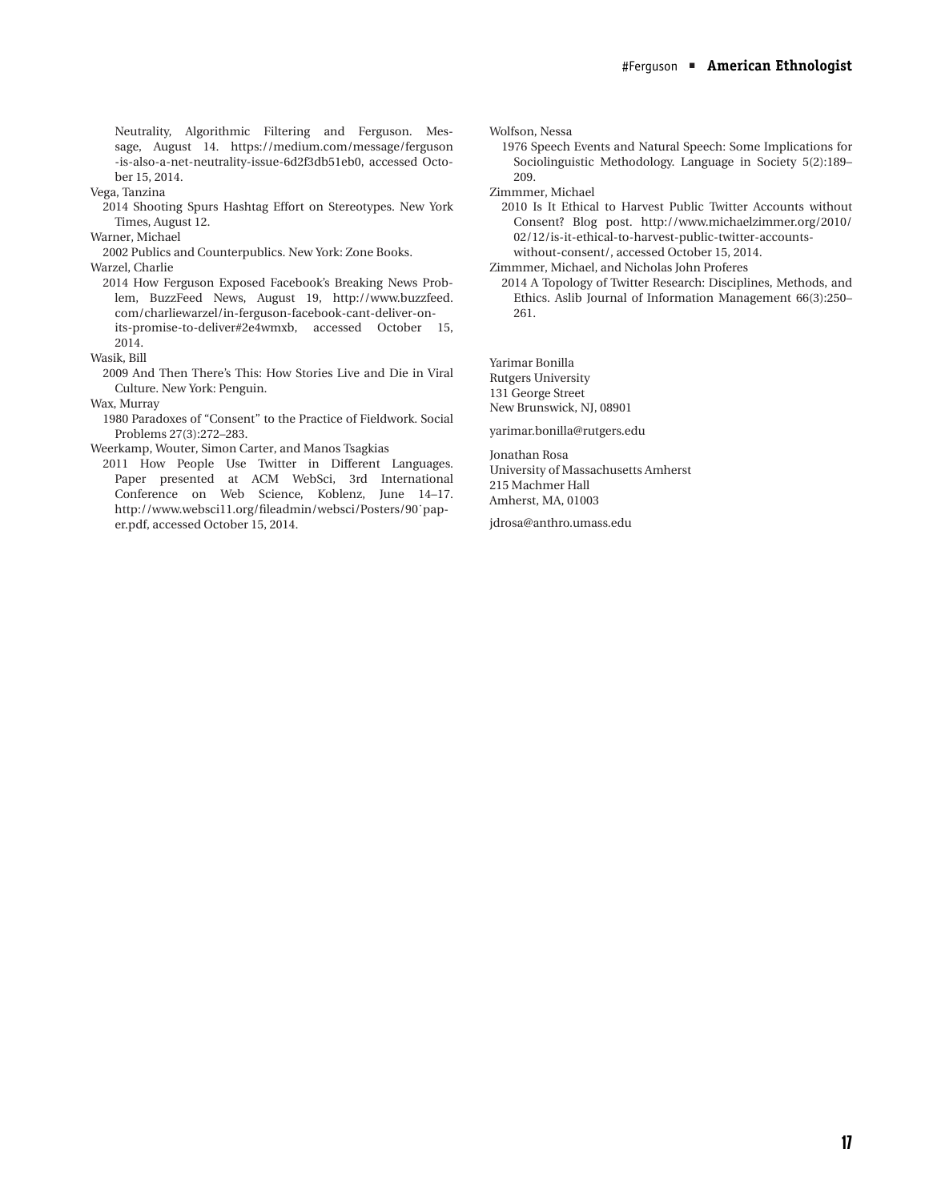Neutrality, Algorithmic Filtering and Ferguson. Message, August 14. https://medium.com/message/ferguson-is-also-a-net-neutrality-issue-6d2f3db51eb0, accessed October 15, 2014.

Vega, Tanzina
2014 Shooting Spurs Hashtag Effort on Stereotypes. New York Times, August 12.

Warner, Michael
2002 Publics and Counterpublics. New York: Zone Books.

Warzel, Charlie
2014 How Ferguson Exposed Facebook's Breaking News Problem, BuzzFeed News, August 19, http://www.buzzfeed.com/charliewarzel/in-ferguson-facebook-cant-deliver-on-its-promise-to-deliver#2e4wmxb, accessed October 15, 2014.

Wasik, Bill
2009 And Then There's This: How Stories Live and Die in Viral Culture. New York: Penguin.

Wax, Murray
1980 Paradoxes of "Consent" to the Practice of Fieldwork. Social Problems 27(3):272–283.

Weerkamp, Wouter, Simon Carter, and Manos Tsagkias
2011 How People Use Twitter in Different Languages. Paper presented at ACM WebSci, 3rd International Conference on Web Science, Koblenz, June 14–17. http://www.websci11.org/fileadmin/websci/Posters/90˙paper.pdf, accessed October 15, 2014.

Wolfson, Nessa
1976 Speech Events and Natural Speech: Some Implications for Sociolinguistic Methodology. Language in Society 5(2):189–209.

Zimmmer, Michael
2010 Is It Ethical to Harvest Public Twitter Accounts without Consent? Blog post. http://www.michaelzimmer.org/2010/02/12/is-it-ethical-to-harvest-public-twitter-accounts-without-consent/, accessed October 15, 2014.

Zimmmer, Michael, and Nicholas John Proferes
2014 A Topology of Twitter Research: Disciplines, Methods, and Ethics. Aslib Journal of Information Management 66(3):250–261.

Yarimar Bonilla
Rutgers University
131 George Street
New Brunswick, NJ, 08901

yarimar.bonilla@rutgers.edu

Jonathan Rosa
University of Massachusetts Amherst
215 Machmer Hall
Amherst, MA, 01003

jdrosa@anthro.umass.edu